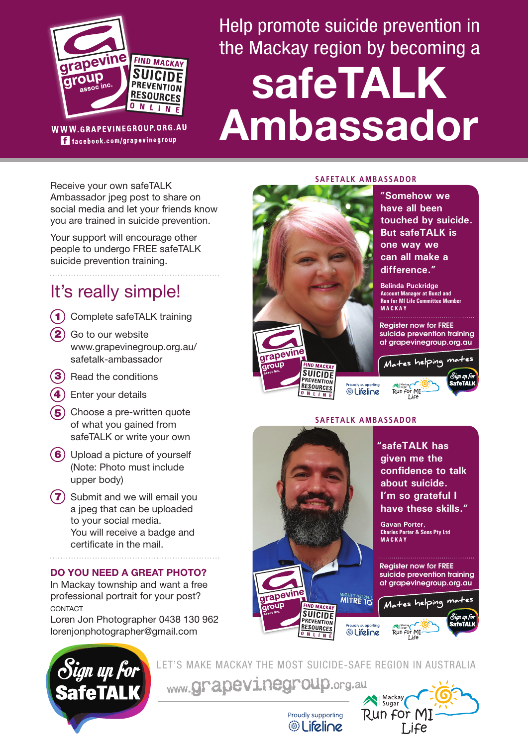grapevine group assoc inc.

FIND MACKAY SUICIDE PREVENTION RESOURCES ONLINE

WWW.GRAPEVINEGROUP.ORG.AU

facebook.com/grapevinegroup

# Help promote suicide prevention in the Mackay region by becoming a safeTALK Ambassador

Receive your own safeTALK Ambassador jpeg post to share on social media and let your friends know you are trained in suicide prevention.

Your support will encourage other people to undergo FREE safeTALK suicide prevention training.

## It's really simple!

1. Complete safeTALK training
2. Go to our website www.grapevinegroup.org.au/safetalk-ambassador
3. Read the conditions
4. Enter your details
5. Choose a pre-written quote of what you gained from safeTALK or write your own
6. Upload a picture of yourself (Note: Photo must include upper body)
7. Submit and we will email you a jpeg that can be uploaded to your social media. You will receive a badge and certificate in the mail.

### DO YOU NEED A GREAT PHOTO?

In Mackay township and want a free professional portrait for your post?

CONTACT

Loren Jon Photographer 0438 130 962

lorenjonphotographer@gmail.com

**SAFETALK AMBASSADOR**

"Somehow we have all been touched by suicide. But safeTALK is one way we can all make a difference."

Belinda Puckridge
Account Manager at Bunzl and Run for MI Life Committee Member
MACKAY

Register now for FREE suicide prevention training at grapevinegroup.org.au

Mates helping mates

Sign up for SafeTALK

Proudly supporting Lifeline | Mackay Sugar Run for MI Life

**SAFETALK AMBASSADOR**

"safeTALK has given me the confidence to talk about suicide. I'm so grateful I have these skills."

Gavan Porter,
Charles Porter & Sons Pty Ltd
MACKAY

Register now for FREE suicide prevention training at grapevinegroup.org.au

Mates helping mates

Sign up for SafeTALK

Proudly supporting Lifeline | Mackay Sugar Run for MI Life

Sign up for SafeTALK

LET'S MAKE MACKAY THE MOST SUICIDE-SAFE REGION IN AUSTRALIA

www.grapevinegroup.org.au

Proudly supporting Lifeline

Mackay Sugar Run for MI Life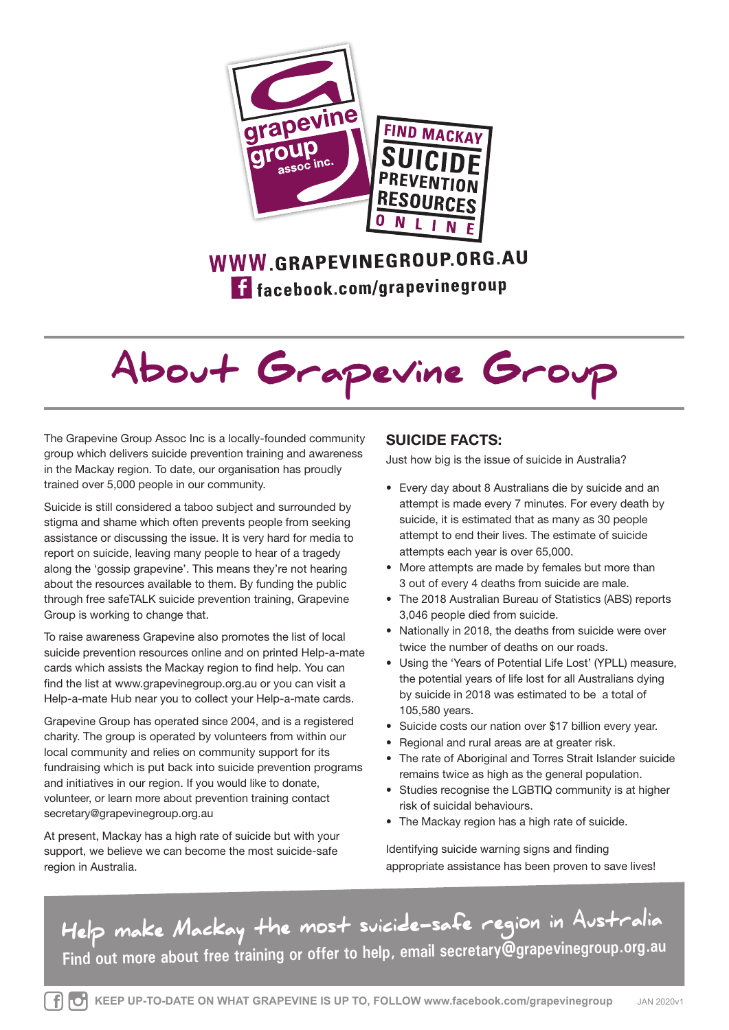grapevine group assoc inc.

FIND MACKAY SUICIDE PREVENTION RESOURCES ONLINE

WWW.GRAPEVINEGROUP.ORG.AU

facebook.com/grapevinegroup

# About Grapevine Group

The Grapevine Group Assoc Inc is a locally-founded community group which delivers suicide prevention training and awareness in the Mackay region. To date, our organisation has proudly trained over 5,000 people in our community.

Suicide is still considered a taboo subject and surrounded by stigma and shame which often prevents people from seeking assistance or discussing the issue. It is very hard for media to report on suicide, leaving many people to hear of a tragedy along the 'gossip grapevine'. This means they're not hearing about the resources available to them. By funding the public through free safeTALK suicide prevention training, Grapevine Group is working to change that.

To raise awareness Grapevine also promotes the list of local suicide prevention resources online and on printed Help-a-mate cards which assists the Mackay region to find help. You can find the list at www.grapevinegroup.org.au or you can visit a Help-a-mate Hub near you to collect your Help-a-mate cards.

Grapevine Group has operated since 2004, and is a registered charity. The group is operated by volunteers from within our local community and relies on community support for its fundraising which is put back into suicide prevention programs and initiatives in our region. If you would like to donate, volunteer, or learn more about prevention training contact secretary@grapevinegroup.org.au

At present, Mackay has a high rate of suicide but with your support, we believe we can become the most suicide-safe region in Australia.

## SUICIDE FACTS:

Just how big is the issue of suicide in Australia?

- Every day about 8 Australians die by suicide and an attempt is made every 7 minutes. For every death by suicide, it is estimated that as many as 30 people attempt to end their lives. The estimate of suicide attempts each year is over 65,000.
- More attempts are made by females but more than 3 out of every 4 deaths from suicide are male.
- The 2018 Australian Bureau of Statistics (ABS) reports 3,046 people died from suicide.
- Nationally in 2018, the deaths from suicide were over twice the number of deaths on our roads.
- Using the 'Years of Potential Life Lost' (YPLL) measure, the potential years of life lost for all Australians dying by suicide in 2018 was estimated to be a total of 105,580 years.
- Suicide costs our nation over $17 billion every year.
- Regional and rural areas are at greater risk.
- The rate of Aboriginal and Torres Strait Islander suicide remains twice as high as the general population.
- Studies recognise the LGBTIQ community is at higher risk of suicidal behaviours.
- The Mackay region has a high rate of suicide.

Identifying suicide warning signs and finding appropriate assistance has been proven to save lives!

**Help make Mackay the most suicide-safe region in Australia**

**Find out more about free training or offer to help, email secretary@grapevinegroup.org.au**

KEEP UP-TO-DATE ON WHAT GRAPEVINE IS UP TO, FOLLOW www.facebook.com/grapevinegroup

JAN 2020v1